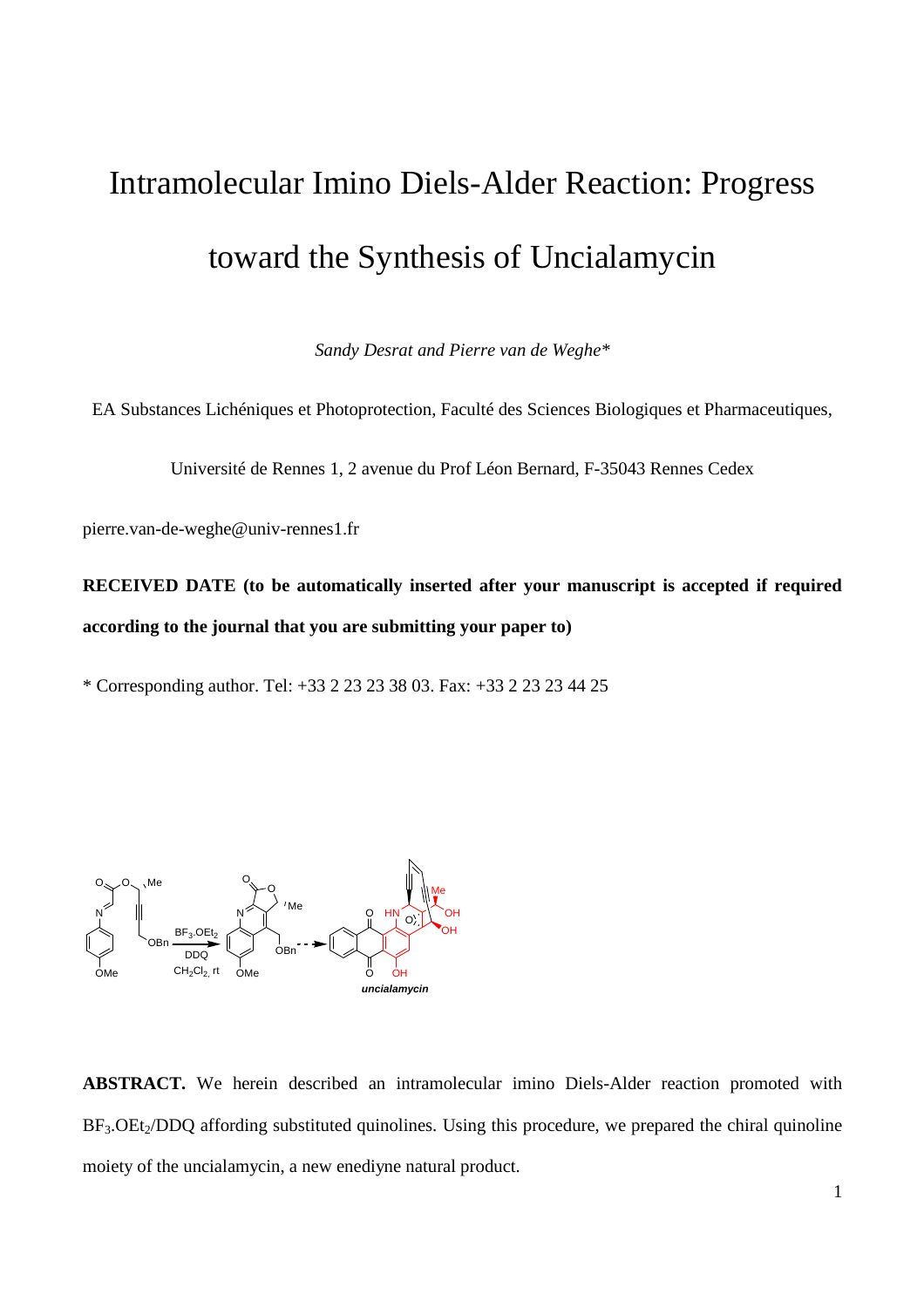# Intramolecular Imino Diels-Alder Reaction: Progress toward the Synthesis of Uncialamycin

*Sandy Desrat and Pierre van de Weghe\**

EA Substances Lichéniques et Photoprotection, Faculté des Sciences Biologiques et Pharmaceutiques,

Université de Rennes 1, 2 avenue du Prof Léon Bernard, F-35043 Rennes Cedex

pierre.van-de-weghe@univ-rennes1.fr

**RECEIVED DATE (to be automatically inserted after your manuscript is accepted if required according to the journal that you are submitting your paper to)**

\* Corresponding author. Tel: +33 2 23 23 38 03. Fax: +33 2 23 23 44 25

**ABSTRACT.** We herein described an intramolecular imino Diels-Alder reaction promoted with $BF_3.OEt_2$/DDQ affording substituted quinolines. Using this procedure, we prepared the chiral quinoline moiety of the uncialamycin, a new enediyne natural product.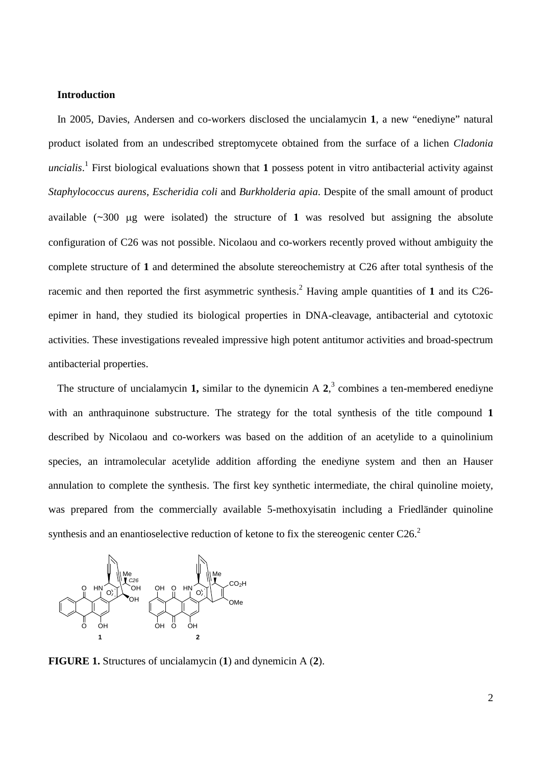**Introduction**

In 2005, Davies, Andersen and co-workers disclosed the uncialamycin **1**, a new "enediyne" natural product isolated from an undescribed streptomycete obtained from the surface of a lichen *Cladonia uncialis*.[1] First biological evaluations shown that **1** possess potent in vitro antibacterial activity against *Staphylococcus aurens*, *Escheridia coli* and *Burkholderia apia*. Despite of the small amount of product available (~300 μg were isolated) the structure of **1** was resolved but assigning the absolute configuration of C26 was not possible. Nicolaou and co-workers recently proved without ambiguity the complete structure of **1** and determined the absolute stereochemistry at C26 after total synthesis of the racemic and then reported the first asymmetric synthesis.[2] Having ample quantities of **1** and its C26-epimer in hand, they studied its biological properties in DNA-cleavage, antibacterial and cytotoxic activities. These investigations revealed impressive high potent antitumor activities and broad-spectrum antibacterial properties.

The structure of uncialamycin **1,** similar to the dynemicin A **2**,[3] combines a ten-membered enediyne with an anthraquinone substructure. The strategy for the total synthesis of the title compound **1** described by Nicolaou and co-workers was based on the addition of an acetylide to a quinolinium species, an intramolecular acetylide addition affording the enediyne system and then an Hauser annulation to complete the synthesis. The first key synthetic intermediate, the chiral quinoline moiety, was prepared from the commercially available 5-methoxyisatin including a Friedländer quinoline synthesis and an enantioselective reduction of ketone to fix the stereogenic center C26.[2]

**FIGURE 1.** Structures of uncialamycin (**1**) and dynemicin A (**2**).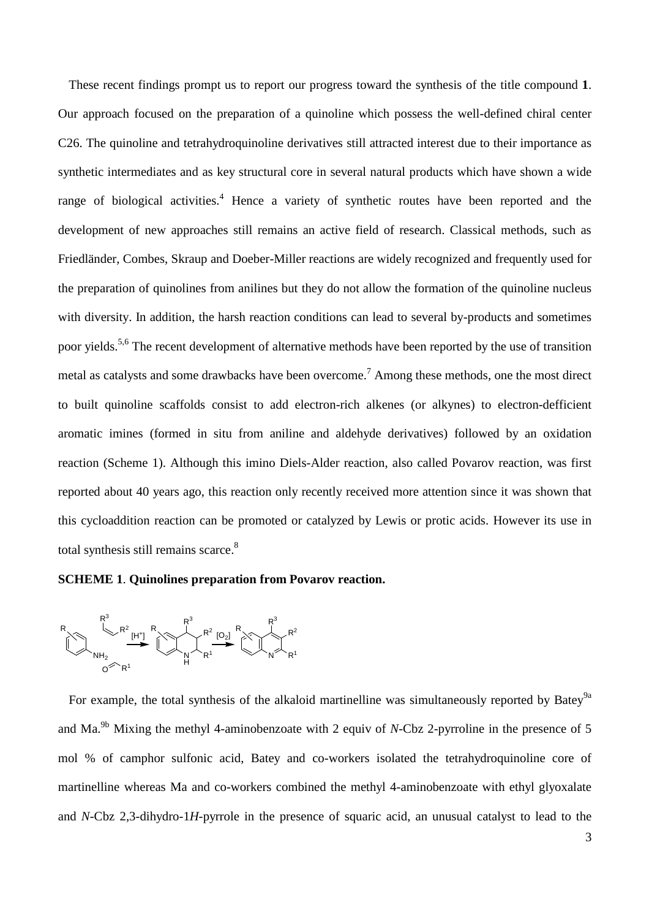These recent findings prompt us to report our progress toward the synthesis of the title compound **1**. Our approach focused on the preparation of a quinoline which possess the well-defined chiral center C26. The quinoline and tetrahydroquinoline derivatives still attracted interest due to their importance as synthetic intermediates and as key structural core in several natural products which have shown a wide range of biological activities.[4] Hence a variety of synthetic routes have been reported and the development of new approaches still remains an active field of research. Classical methods, such as Friedländer, Combes, Skraup and Doeber-Miller reactions are widely recognized and frequently used for the preparation of quinolines from anilines but they do not allow the formation of the quinoline nucleus with diversity. In addition, the harsh reaction conditions can lead to several by-products and sometimes poor yields.[5,6] The recent development of alternative methods have been reported by the use of transition metal as catalysts and some drawbacks have been overcome.[7] Among these methods, one the most direct to built quinoline scaffolds consist to add electron-rich alkenes (or alkynes) to electron-defficient aromatic imines (formed in situ from aniline and aldehyde derivatives) followed by an oxidation reaction (Scheme 1). Although this imino Diels-Alder reaction, also called Povarov reaction, was first reported about 40 years ago, this reaction only recently received more attention since it was shown that this cycloaddition reaction can be promoted or catalyzed by Lewis or protic acids. However its use in total synthesis still remains scarce.[8]

**SCHEME 1**. **Quinolines preparation from Povarov reaction.**

For example, the total synthesis of the alkaloid martinelline was simultaneously reported by Batey[9a] and Ma.[9b] Mixing the methyl 4-aminobenzoate with 2 equiv of *N*-Cbz 2-pyrroline in the presence of 5 mol % of camphor sulfonic acid, Batey and co-workers isolated the tetrahydroquinoline core of martinelline whereas Ma and co-workers combined the methyl 4-aminobenzoate with ethyl glyoxalate and *N*-Cbz 2,3-dihydro-1*H*-pyrrole in the presence of squaric acid, an unusual catalyst to lead to the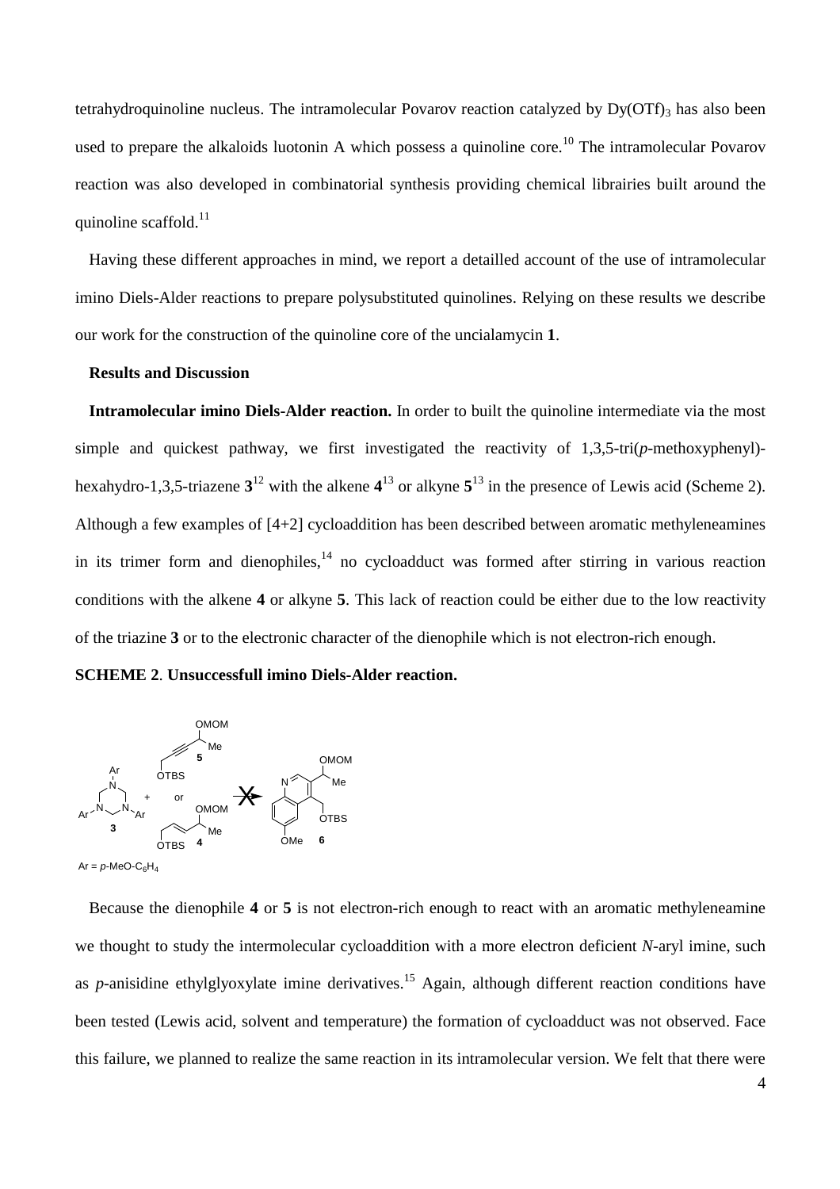tetrahydroquinoline nucleus. The intramolecular Povarov reaction catalyzed by $Dy(OTf)_3$ has also been used to prepare the alkaloids luotonin A which possess a quinoline core.[10] The intramolecular Povarov reaction was also developed in combinatorial synthesis providing chemical librairies built around the quinoline scaffold.[11]

Having these different approaches in mind, we report a detailled account of the use of intramolecular imino Diels-Alder reactions to prepare polysubstituted quinolines. Relying on these results we describe our work for the construction of the quinoline core of the uncialamycin **1**.

**Results and Discussion**

**Intramolecular imino Diels-Alder reaction.** In order to built the quinoline intermediate via the most simple and quickest pathway, we first investigated the reactivity of 1,3,5-tri(*p*-methoxyphenyl)-hexahydro-1,3,5-triazene **3**[12] with the alkene **4**[13] or alkyne **5**[13] in the presence of Lewis acid (Scheme 2). Although a few examples of [4+2] cycloaddition has been described between aromatic methyleneamines in its trimer form and dienophiles,[14] no cycloadduct was formed after stirring in various reaction conditions with the alkene **4** or alkyne **5**. This lack of reaction could be either due to the low reactivity of the triazine **3** or to the electronic character of the dienophile which is not electron-rich enough.

**SCHEME 2**. **Unsuccessfull imino Diels-Alder reaction.**

Because the dienophile **4** or **5** is not electron-rich enough to react with an aromatic methyleneamine we thought to study the intermolecular cycloaddition with a more electron deficient *N*-aryl imine, such as *p*-anisidine ethylglyoxylate imine derivatives.[15] Again, although different reaction conditions have been tested (Lewis acid, solvent and temperature) the formation of cycloadduct was not observed. Face this failure, we planned to realize the same reaction in its intramolecular version. We felt that there were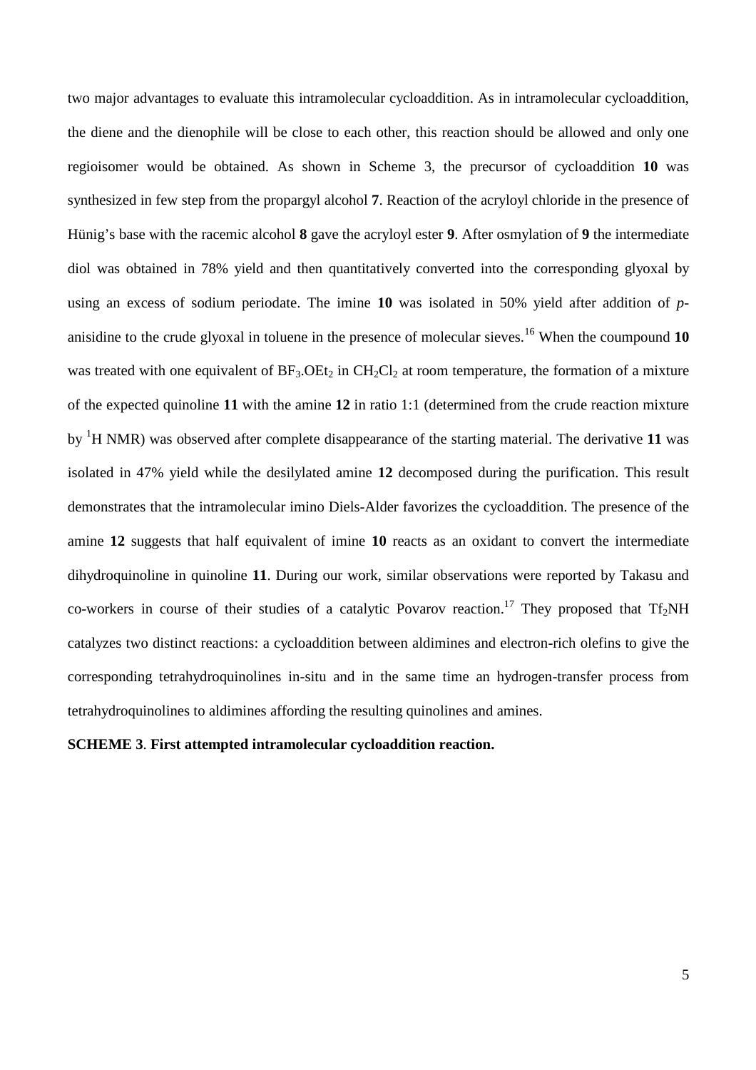two major advantages to evaluate this intramolecular cycloaddition. As in intramolecular cycloaddition, the diene and the dienophile will be close to each other, this reaction should be allowed and only one regioisomer would be obtained. As shown in Scheme 3, the precursor of cycloaddition **10** was synthesized in few step from the propargyl alcohol **7**. Reaction of the acryloyl chloride in the presence of Hünig's base with the racemic alcohol **8** gave the acryloyl ester **9**. After osmylation of **9** the intermediate diol was obtained in 78% yield and then quantitatively converted into the corresponding glyoxal by using an excess of sodium periodate. The imine **10** was isolated in 50% yield after addition of *p*-anisidine to the crude glyoxal in toluene in the presence of molecular sieves.[16] When the coumpound **10** was treated with one equivalent of $BF_3.OEt_2$ in $CH_2Cl_2$ at room temperature, the formation of a mixture of the expected quinoline **11** with the amine **12** in ratio 1:1 (determined from the crude reaction mixture by $^1$H NMR) was observed after complete disappearance of the starting material. The derivative **11** was isolated in 47% yield while the desilylated amine **12** decomposed during the purification. This result demonstrates that the intramolecular imino Diels-Alder favorizes the cycloaddition. The presence of the amine **12** suggests that half equivalent of imine **10** reacts as an oxidant to convert the intermediate dihydroquinoline in quinoline **11**. During our work, similar observations were reported by Takasu and co-workers in course of their studies of a catalytic Povarov reaction.[17] They proposed that $Tf_2NH$ catalyzes two distinct reactions: a cycloaddition between aldimines and electron-rich olefins to give the corresponding tetrahydroquinolines in-situ and in the same time an hydrogen-transfer process from tetrahydroquinolines to aldimines affording the resulting quinolines and amines.

**SCHEME 3**. **First attempted intramolecular cycloaddition reaction.**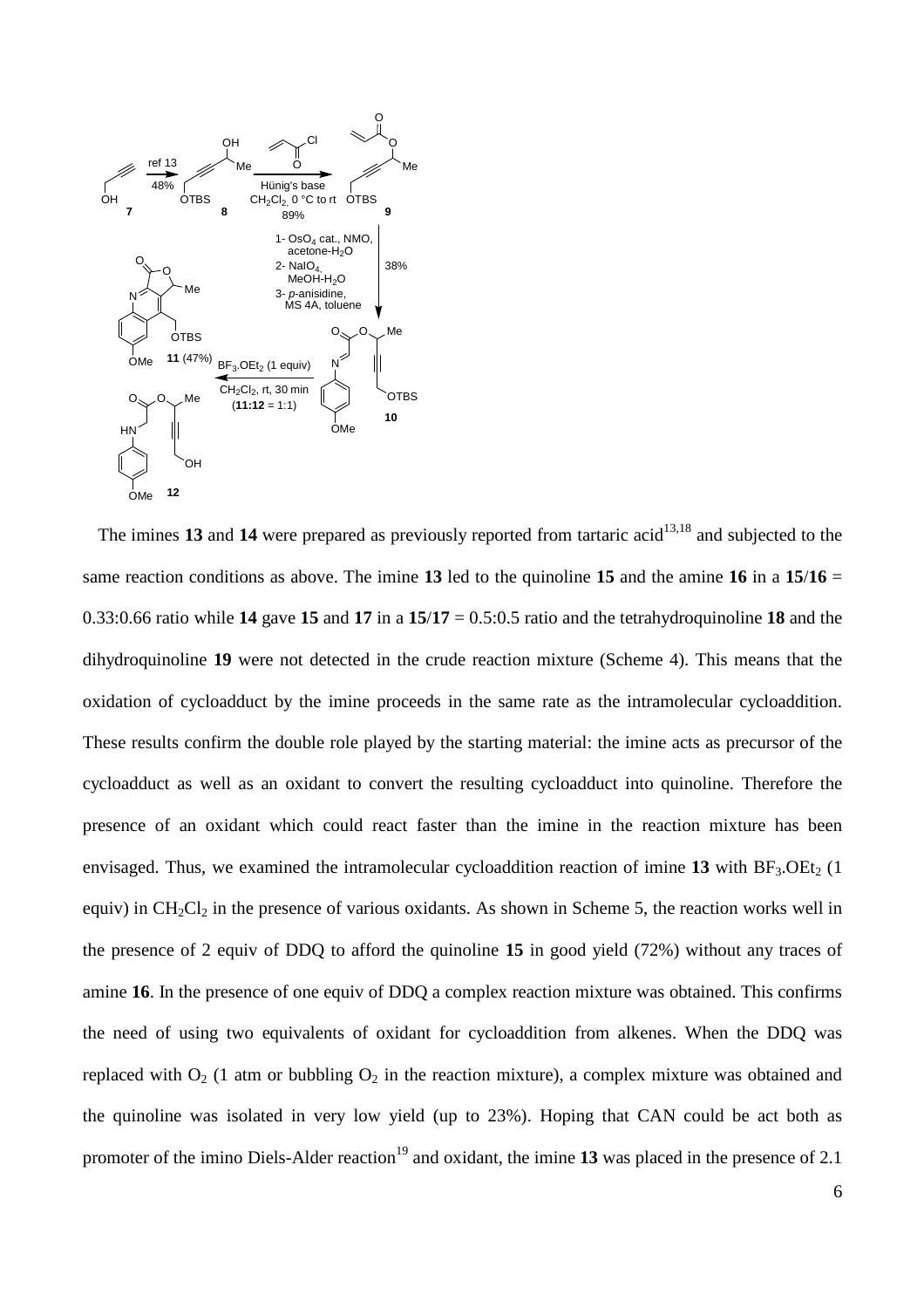The imines **13** and **14** were prepared as previously reported from tartaric acid[13,18] and subjected to the same reaction conditions as above. The imine **13** led to the quinoline **15** and the amine **16** in a **15**/**16** = 0.33:0.66 ratio while **14** gave **15** and **17** in a **15**/**17** = 0.5:0.5 ratio and the tetrahydroquinoline **18** and the dihydroquinoline **19** were not detected in the crude reaction mixture (Scheme 4). This means that the oxidation of cycloadduct by the imine proceeds in the same rate as the intramolecular cycloaddition. These results confirm the double role played by the starting material: the imine acts as precursor of the cycloadduct as well as an oxidant to convert the resulting cycloadduct into quinoline. Therefore the presence of an oxidant which could react faster than the imine in the reaction mixture has been envisaged. Thus, we examined the intramolecular cycloaddition reaction of imine **13** with $BF_3.OEt_2$ (1 equiv) in $CH_2Cl_2$ in the presence of various oxidants. As shown in Scheme 5, the reaction works well in the presence of 2 equiv of DDQ to afford the quinoline **15** in good yield (72%) without any traces of amine **16**. In the presence of one equiv of DDQ a complex reaction mixture was obtained. This confirms the need of using two equivalents of oxidant for cycloaddition from alkenes. When the DDQ was replaced with $O_2$ (1 atm or bubbling $O_2$ in the reaction mixture), a complex mixture was obtained and the quinoline was isolated in very low yield (up to 23%). Hoping that CAN could be act both as promoter of the imino Diels-Alder reaction[19] and oxidant, the imine **13** was placed in the presence of 2.1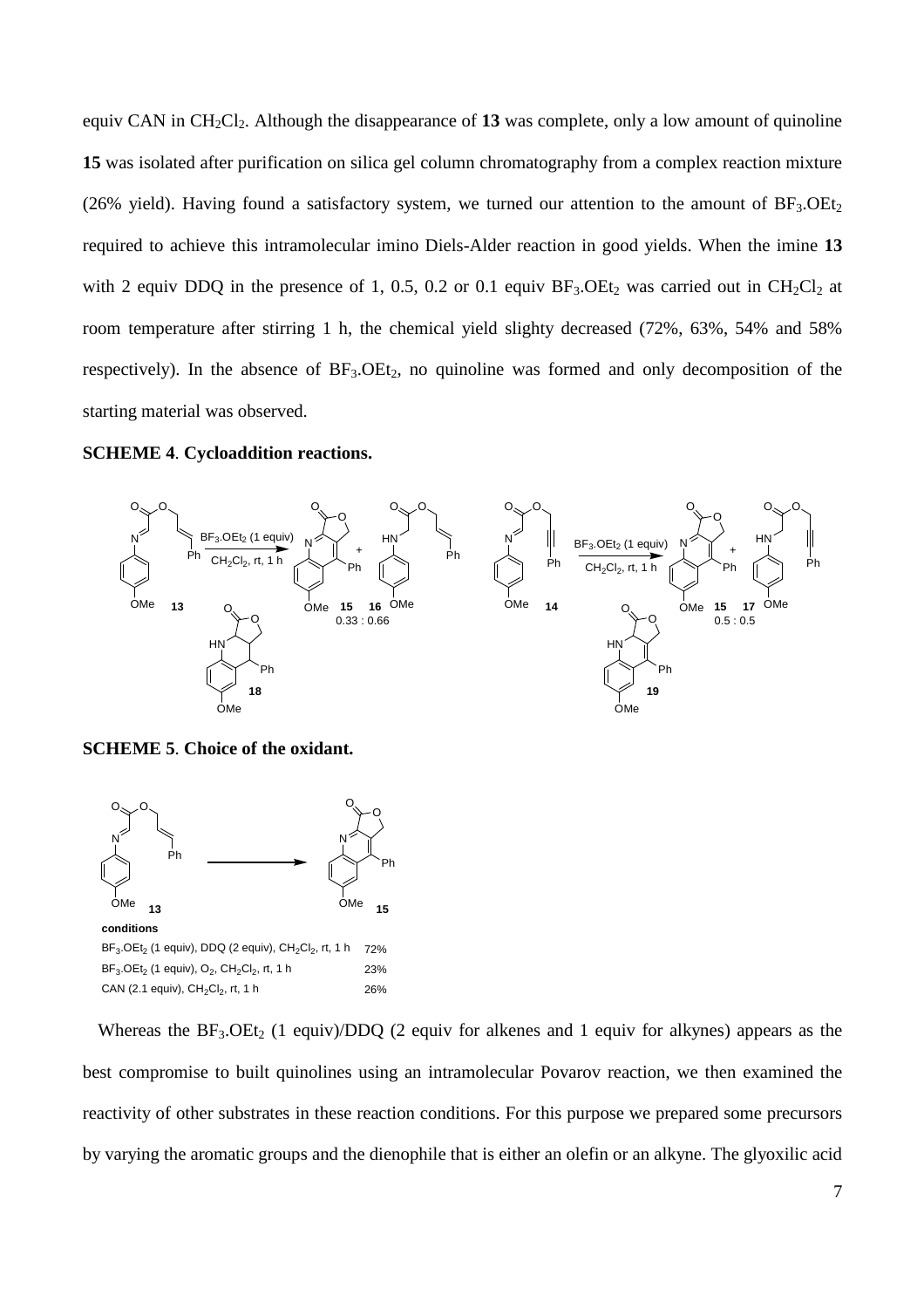equiv CAN in $CH_2Cl_2$. Although the disappearance of **13** was complete, only a low amount of quinoline **15** was isolated after purification on silica gel column chromatography from a complex reaction mixture (26% yield). Having found a satisfactory system, we turned our attention to the amount of $BF_3.OEt_2$ required to achieve this intramolecular imino Diels-Alder reaction in good yields. When the imine **13** with 2 equiv DDQ in the presence of 1, 0.5, 0.2 or 0.1 equiv $BF_3.OEt_2$ was carried out in $CH_2Cl_2$ at room temperature after stirring 1 h, the chemical yield slighty decreased (72%, 63%, 54% and 58% respectively). In the absence of $BF_3.OEt_2$, no quinoline was formed and only decomposition of the starting material was observed.

**SCHEME 4**. **Cycloaddition reactions.**

**13** → $BF_3.OEt_2$ (1 equiv), $CH_2Cl_2$, rt, 1 h → **15** + **16** (0.33 : 0.66); **18**

**14** → $BF_3.OEt_2$ (1 equiv), $CH_2Cl_2$, rt, 1 h → **15** + **17** (0.5 : 0.5); **19**

**SCHEME 5**. **Choice of the oxidant.**

**13** → **15**

| conditions | |
|---|---|
| $BF_3.OEt_2$ (1 equiv), DDQ (2 equiv), $CH_2Cl_2$, rt, 1 h | 72% |
| $BF_3.OEt_2$ (1 equiv), $O_2$, $CH_2Cl_2$, rt, 1 h | 23% |
| CAN (2.1 equiv), $CH_2Cl_2$, rt, 1 h | 26% |

Whereas the $BF_3.OEt_2$ (1 equiv)/DDQ (2 equiv for alkenes and 1 equiv for alkynes) appears as the best compromise to built quinolines using an intramolecular Povarov reaction, we then examined the reactivity of other substrates in these reaction conditions. For this purpose we prepared some precursors by varying the aromatic groups and the dienophile that is either an olefin or an alkyne. The glyoxilic acid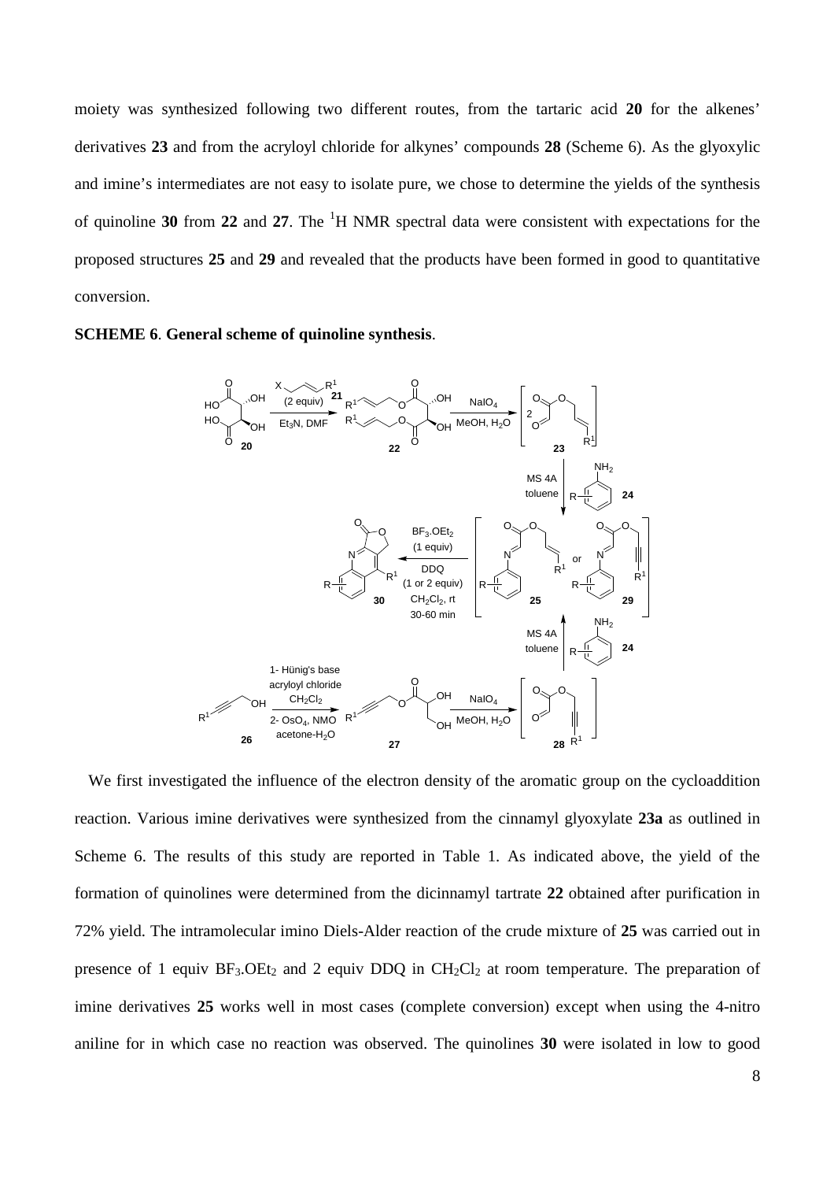moiety was synthesized following two different routes, from the tartaric acid **20** for the alkenes' derivatives **23** and from the acryloyl chloride for alkynes' compounds **28** (Scheme 6). As the glyoxylic and imine's intermediates are not easy to isolate pure, we chose to determine the yields of the synthesis of quinoline **30** from **22** and **27**. The $^{1}$H NMR spectral data were consistent with expectations for the proposed structures **25** and **29** and revealed that the products have been formed in good to quantitative conversion.

**SCHEME 6**. **General scheme of quinoline synthesis**.

We first investigated the influence of the electron density of the aromatic group on the cycloaddition reaction. Various imine derivatives were synthesized from the cinnamyl glyoxylate **23a** as outlined in Scheme 6. The results of this study are reported in Table 1. As indicated above, the yield of the formation of quinolines were determined from the dicinnamyl tartrate **22** obtained after purification in 72% yield. The intramolecular imino Diels-Alder reaction of the crude mixture of **25** was carried out in presence of 1 equiv $BF_3.OEt_2$ and 2 equiv DDQ in $CH_2Cl_2$ at room temperature. The preparation of imine derivatives **25** works well in most cases (complete conversion) except when using the 4-nitro aniline for in which case no reaction was observed. The quinolines **30** were isolated in low to good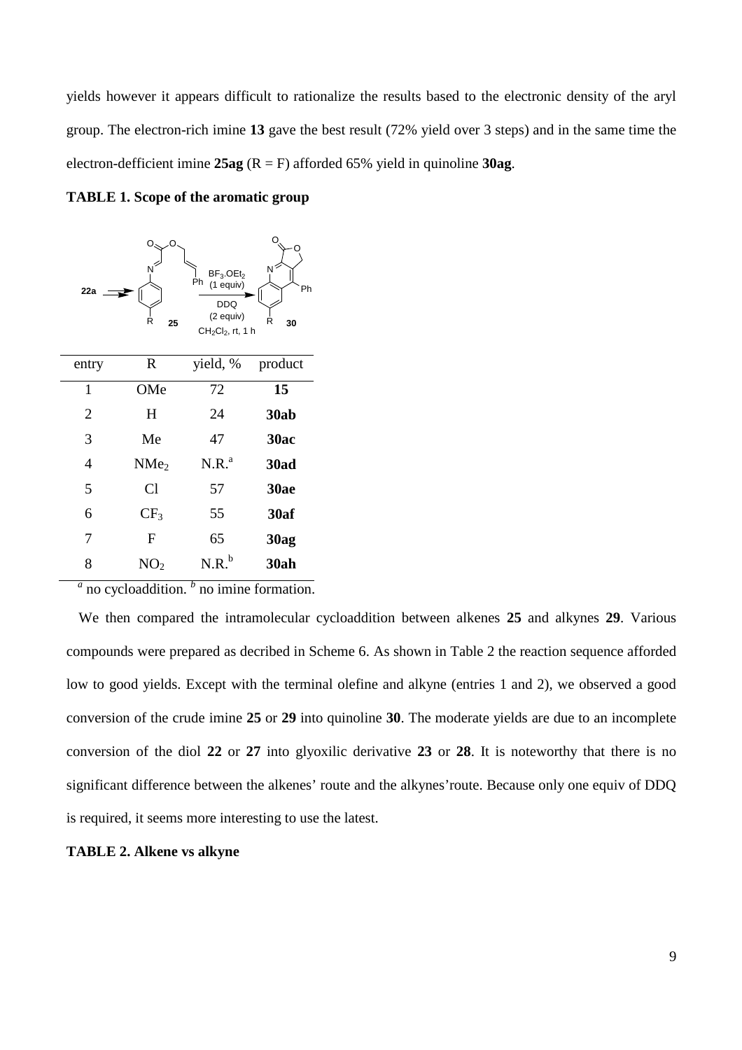yields however it appears difficult to rationalize the results based to the electronic density of the aryl group. The electron-rich imine **13** gave the best result (72% yield over 3 steps) and in the same time the electron-defficient imine **25ag** (R = F) afforded 65% yield in quinoline **30ag**.

**TABLE 1. Scope of the aromatic group**

| entry | R | yield, % | product |
|---|---|---|---|
| 1 | OMe | 72 | **15** |
| 2 | H | 24 | **30ab** |
| 3 | Me | 47 | **30ac** |
| 4 | $NMe_2$ | N.R.[a] | **30ad** |
| 5 | Cl | 57 | **30ae** |
| 6 | $CF_3$ | 55 | **30af** |
| 7 | F | 65 | **30ag** |
| 8 | $NO_2$ | N.R.[b] | **30ah** |

[a] no cycloaddition. [b] no imine formation.

We then compared the intramolecular cycloaddition between alkenes **25** and alkynes **29**. Various compounds were prepared as decribed in Scheme 6. As shown in Table 2 the reaction sequence afforded low to good yields. Except with the terminal olefine and alkyne (entries 1 and 2), we observed a good conversion of the crude imine **25** or **29** into quinoline **30**. The moderate yields are due to an incomplete conversion of the diol **22** or **27** into glyoxilic derivative **23** or **28**. It is noteworthy that there is no significant difference between the alkenes' route and the alkynes'route. Because only one equiv of DDQ is required, it seems more interesting to use the latest.

**TABLE 2. Alkene vs alkyne**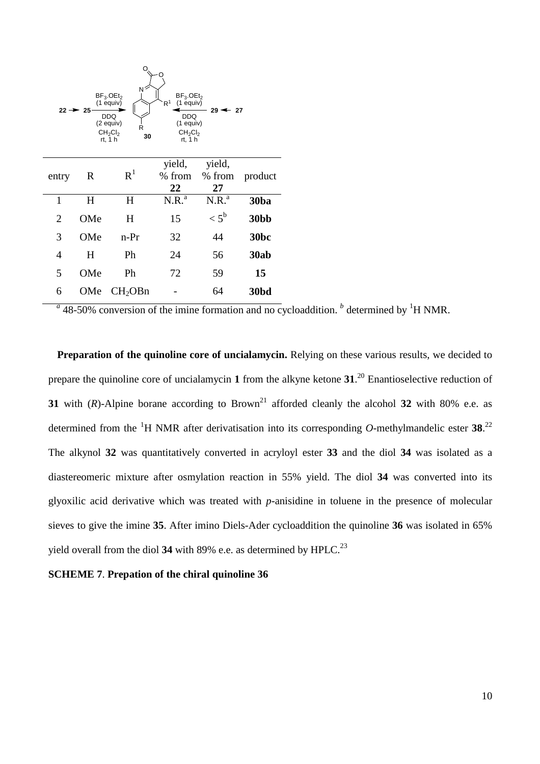| entry | R | $R^1$ | yield, % from **22** | yield, % from **27** | product |
|---|---|---|---|---|---|
| 1 | H | H | N.R.[a] | N.R.[a] | **30ba** |
| 2 | OMe | H | 15 | < 5[b] | **30bb** |
| 3 | OMe | n-Pr | 32 | 44 | **30bc** |
| 4 | H | Ph | 24 | 56 | **30ab** |
| 5 | OMe | Ph | 72 | 59 | **15** |
| 6 | OMe | $CH_2OBn$ | - | 64 | **30bd** |

[a] 48-50% conversion of the imine formation and no cycloaddition. [b] determined by $^1$H NMR.

**Preparation of the quinoline core of uncialamycin.** Relying on these various results, we decided to prepare the quinoline core of uncialamycin **1** from the alkyne ketone **31**.[20] Enantioselective reduction of **31** with (*R*)-Alpine borane according to Brown[21] afforded cleanly the alcohol **32** with 80% e.e. as determined from the $^1$H NMR after derivatisation into its corresponding *O*-methylmandelic ester **38**.[22] The alkynol **32** was quantitatively converted in acryloyl ester **33** and the diol **34** was isolated as a diastereomeric mixture after osmylation reaction in 55% yield. The diol **34** was converted into its glyoxilic acid derivative which was treated with *p*-anisidine in toluene in the presence of molecular sieves to give the imine **35**. After imino Diels-Ader cycloaddition the quinoline **36** was isolated in 65% yield overall from the diol **34** with 89% e.e. as determined by HPLC.[23]

**SCHEME 7**. **Prepation of the chiral quinoline 36**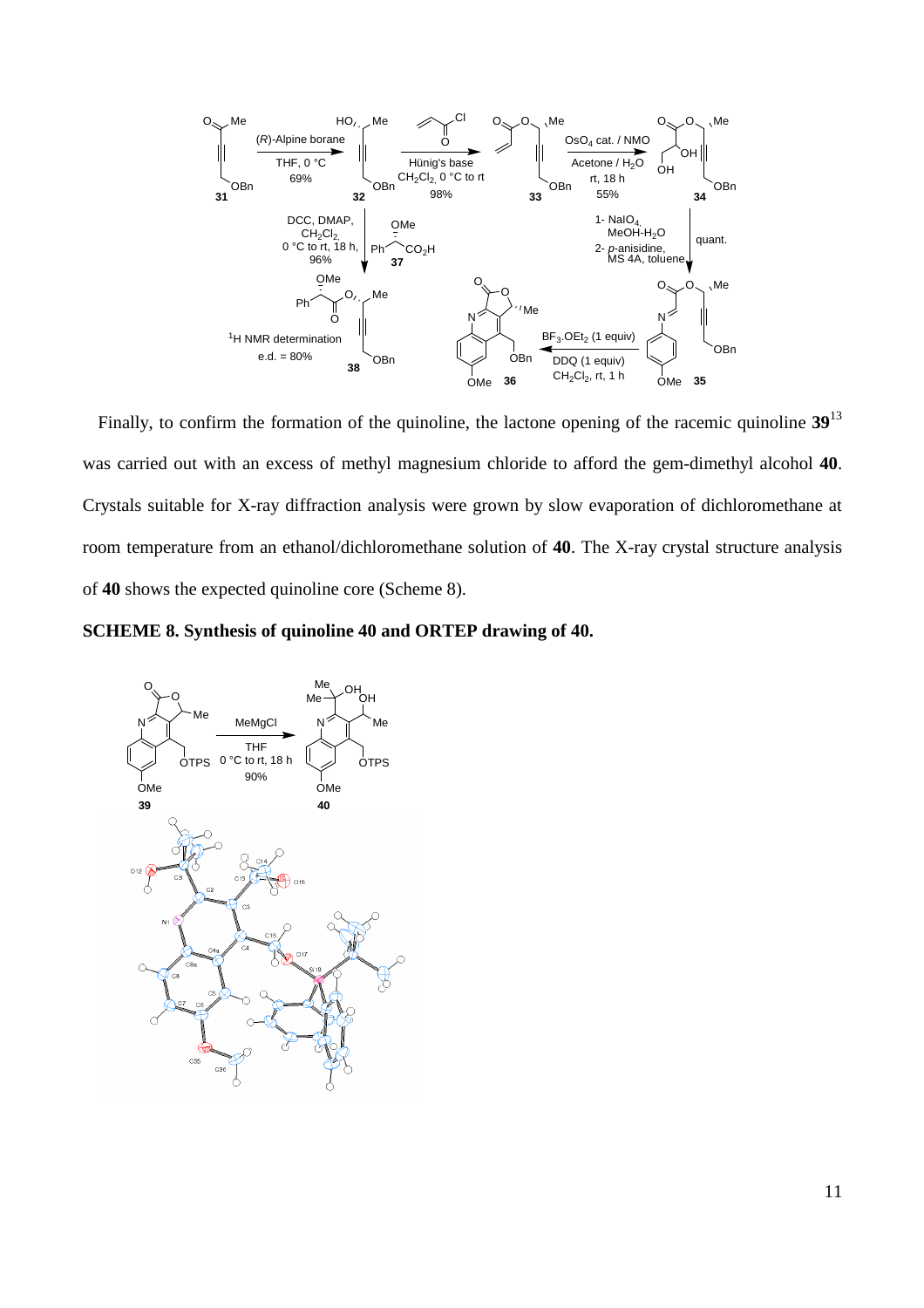Finally, to confirm the formation of the quinoline, the lactone opening of the racemic quinoline **39**[13] was carried out with an excess of methyl magnesium chloride to afford the gem-dimethyl alcohol **40**. Crystals suitable for X-ray diffraction analysis were grown by slow evaporation of dichloromethane at room temperature from an ethanol/dichloromethane solution of **40**. The X-ray crystal structure analysis of **40** shows the expected quinoline core (Scheme 8).

**SCHEME 8. Synthesis of quinoline 40 and ORTEP drawing of 40.**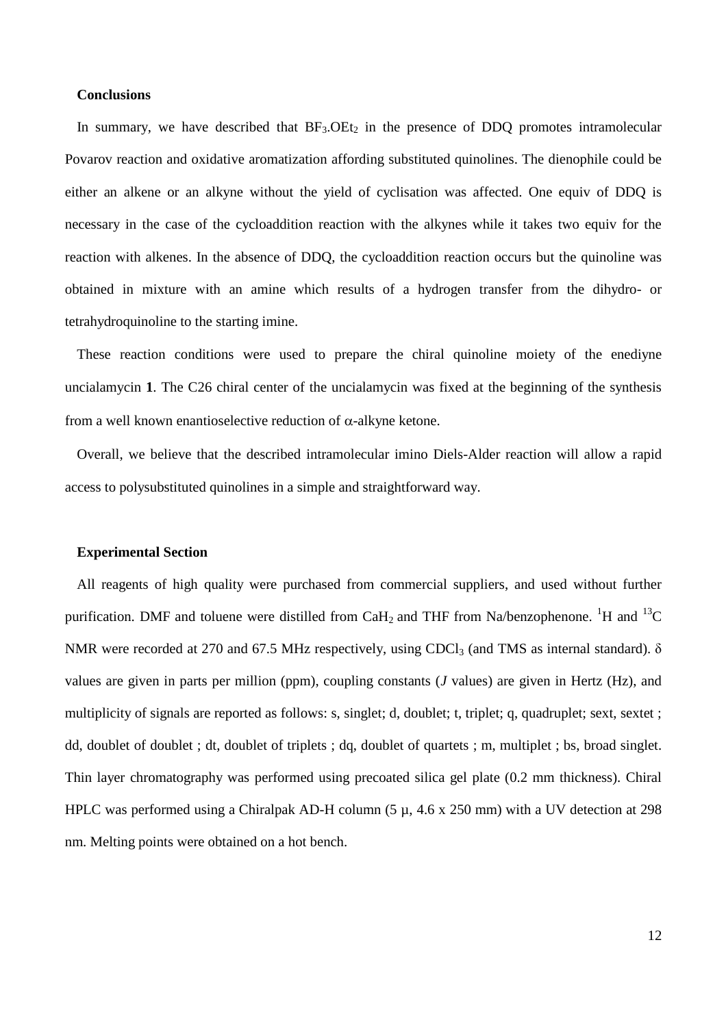## Conclusions

In summary, we have described that $BF_3.OEt_2$ in the presence of DDQ promotes intramolecular Povarov reaction and oxidative aromatization affording substituted quinolines. The dienophile could be either an alkene or an alkyne without the yield of cyclisation was affected. One equiv of DDQ is necessary in the case of the cycloaddition reaction with the alkynes while it takes two equiv for the reaction with alkenes. In the absence of DDQ, the cycloaddition reaction occurs but the quinoline was obtained in mixture with an amine which results of a hydrogen transfer from the dihydro- or tetrahydroquinoline to the starting imine.

These reaction conditions were used to prepare the chiral quinoline moiety of the enediyne uncialamycin **1**. The C26 chiral center of the uncialamycin was fixed at the beginning of the synthesis from a well known enantioselective reduction of $\alpha$-alkyne ketone.

Overall, we believe that the described intramolecular imino Diels-Alder reaction will allow a rapid access to polysubstituted quinolines in a simple and straightforward way.

## Experimental Section

All reagents of high quality were purchased from commercial suppliers, and used without further purification. DMF and toluene were distilled from $CaH_2$ and THF from Na/benzophenone. $^1H$ and $^{13}C$ NMR were recorded at 270 and 67.5 MHz respectively, using $CDCl_3$ (and TMS as internal standard). $\delta$ values are given in parts per million (ppm), coupling constants (*J* values) are given in Hertz (Hz), and multiplicity of signals are reported as follows: s, singlet; d, doublet; t, triplet; q, quadruplet; sext, sextet ; dd, doublet of doublet ; dt, doublet of triplets ; dq, doublet of quartets ; m, multiplet ; bs, broad singlet. Thin layer chromatography was performed using precoated silica gel plate (0.2 mm thickness). Chiral HPLC was performed using a Chiralpak AD-H column (5 µ, 4.6 x 250 mm) with a UV detection at 298 nm. Melting points were obtained on a hot bench.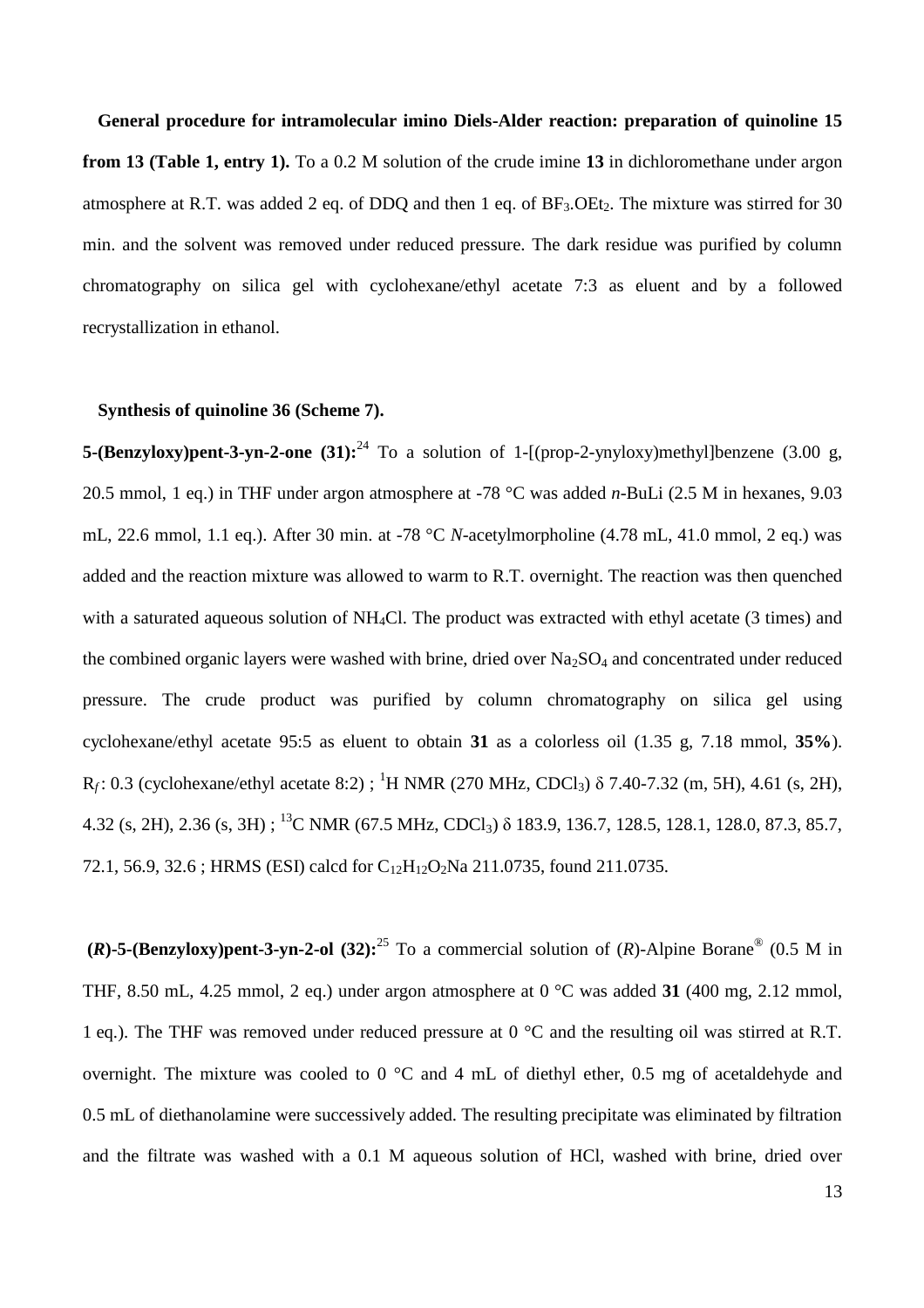**General procedure for intramolecular imino Diels-Alder reaction: preparation of quinoline 15 from 13 (Table 1, entry 1).** To a 0.2 M solution of the crude imine **13** in dichloromethane under argon atmosphere at R.T. was added 2 eq. of DDQ and then 1 eq. of $BF_3.OEt_2$. The mixture was stirred for 30 min. and the solvent was removed under reduced pressure. The dark residue was purified by column chromatography on silica gel with cyclohexane/ethyl acetate 7:3 as eluent and by a followed recrystallization in ethanol.

**Synthesis of quinoline 36 (Scheme 7).**

**5-(Benzyloxy)pent-3-yn-2-one (31):**[24] To a solution of 1-[(prop-2-ynyloxy)methyl]benzene (3.00 g, 20.5 mmol, 1 eq.) in THF under argon atmosphere at -78 °C was added *n*-BuLi (2.5 M in hexanes, 9.03 mL, 22.6 mmol, 1.1 eq.). After 30 min. at -78 °C *N*-acetylmorpholine (4.78 mL, 41.0 mmol, 2 eq.) was added and the reaction mixture was allowed to warm to R.T. overnight. The reaction was then quenched with a saturated aqueous solution of $NH_4Cl$. The product was extracted with ethyl acetate (3 times) and the combined organic layers were washed with brine, dried over $Na_2SO_4$ and concentrated under reduced pressure. The crude product was purified by column chromatography on silica gel using cyclohexane/ethyl acetate 95:5 as eluent to obtain **31** as a colorless oil (1.35 g, 7.18 mmol, **35%**). $R_f$: 0.3 (cyclohexane/ethyl acetate 8:2) ; $^1$H NMR (270 MHz, $CDCl_3$) δ 7.40-7.32 (m, 5H), 4.61 (s, 2H), 4.32 (s, 2H), 2.36 (s, 3H) ; $^{13}$C NMR (67.5 MHz, $CDCl_3$) δ 183.9, 136.7, 128.5, 128.1, 128.0, 87.3, 85.7, 72.1, 56.9, 32.6 ; HRMS (ESI) calcd for $C_{12}H_{12}O_2Na$ 211.0735, found 211.0735.

**(*R*)-5-(Benzyloxy)pent-3-yn-2-ol (32):**[25] To a commercial solution of (*R*)-Alpine Borane® (0.5 M in THF, 8.50 mL, 4.25 mmol, 2 eq.) under argon atmosphere at 0 °C was added **31** (400 mg, 2.12 mmol, 1 eq.). The THF was removed under reduced pressure at 0 °C and the resulting oil was stirred at R.T. overnight. The mixture was cooled to 0 °C and 4 mL of diethyl ether, 0.5 mg of acetaldehyde and 0.5 mL of diethanolamine were successively added. The resulting precipitate was eliminated by filtration and the filtrate was washed with a 0.1 M aqueous solution of HCl, washed with brine, dried over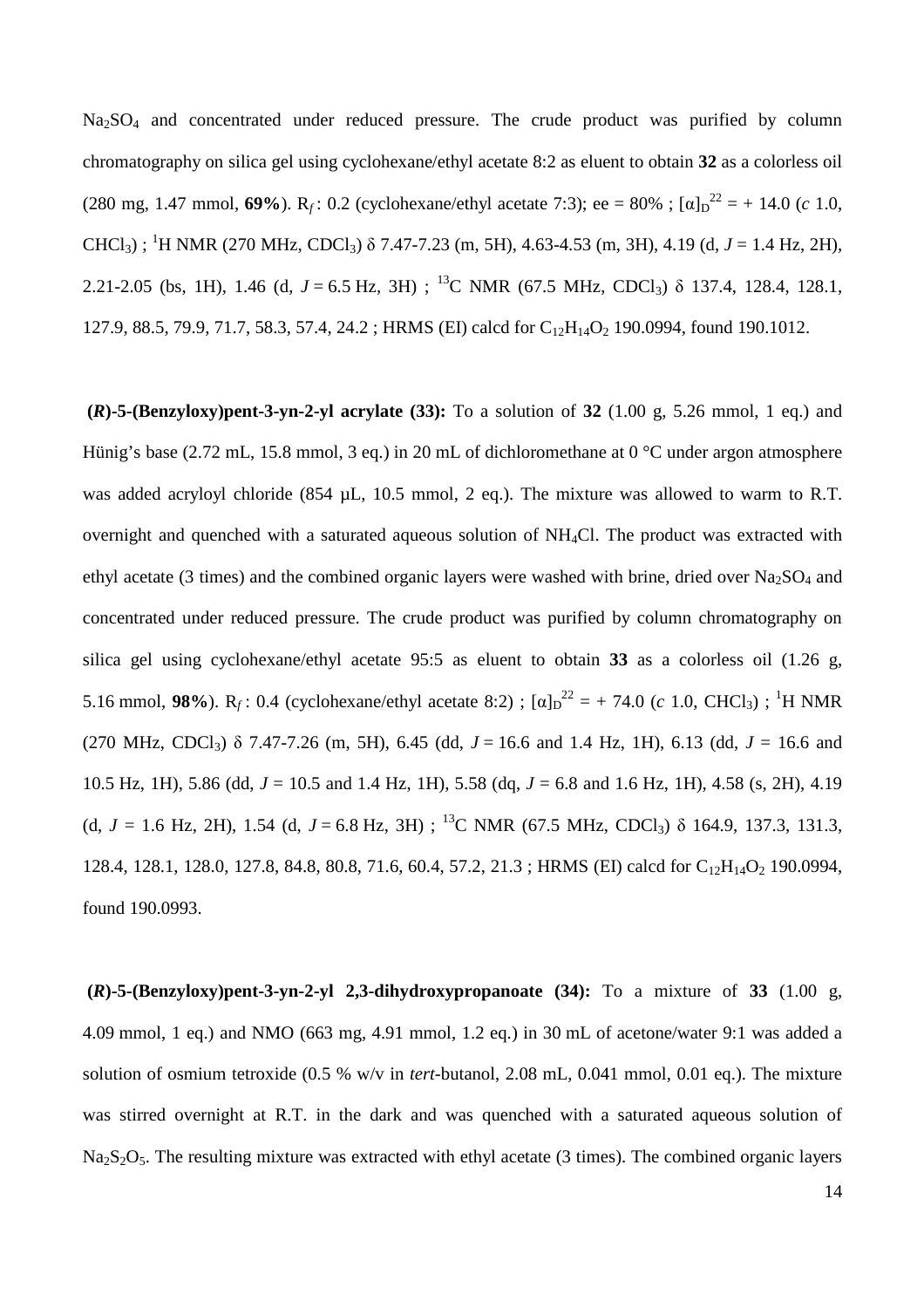$Na_2SO_4$ and concentrated under reduced pressure. The crude product was purified by column chromatography on silica gel using cyclohexane/ethyl acetate 8:2 as eluent to obtain **32** as a colorless oil (280 mg, 1.47 mmol, **69%**). $R_f$ : 0.2 (cyclohexane/ethyl acetate 7:3); ee = 80% ; $[\alpha]_D^{22}$ = + 14.0 (*c* 1.0, $CHCl_3$) ; $^1H$ NMR (270 MHz, $CDCl_3$) δ 7.47-7.23 (m, 5H), 4.63-4.53 (m, 3H), 4.19 (d, *J* = 1.4 Hz, 2H), 2.21-2.05 (bs, 1H), 1.46 (d, *J* = 6.5 Hz, 3H) ; $^{13}C$ NMR (67.5 MHz, $CDCl_3$) δ 137.4, 128.4, 128.1, 127.9, 88.5, 79.9, 71.7, 58.3, 57.4, 24.2 ; HRMS (EI) calcd for $C_{12}H_{14}O_2$ 190.0994, found 190.1012.

**(*R*)-5-(Benzyloxy)pent-3-yn-2-yl acrylate (33):** To a solution of **32** (1.00 g, 5.26 mmol, 1 eq.) and Hünig's base (2.72 mL, 15.8 mmol, 3 eq.) in 20 mL of dichloromethane at 0 °C under argon atmosphere was added acryloyl chloride (854 µL, 10.5 mmol, 2 eq.). The mixture was allowed to warm to R.T. overnight and quenched with a saturated aqueous solution of $NH_4Cl$. The product was extracted with ethyl acetate (3 times) and the combined organic layers were washed with brine, dried over $Na_2SO_4$ and concentrated under reduced pressure. The crude product was purified by column chromatography on silica gel using cyclohexane/ethyl acetate 95:5 as eluent to obtain **33** as a colorless oil (1.26 g, 5.16 mmol, **98%**). $R_f$ : 0.4 (cyclohexane/ethyl acetate 8:2) ; $[\alpha]_D^{22}$ = + 74.0 (*c* 1.0, $CHCl_3$) ; $^1H$ NMR (270 MHz, $CDCl_3$) δ 7.47-7.26 (m, 5H), 6.45 (dd, *J* = 16.6 and 1.4 Hz, 1H), 6.13 (dd, *J* = 16.6 and 10.5 Hz, 1H), 5.86 (dd, *J* = 10.5 and 1.4 Hz, 1H), 5.58 (dq, *J* = 6.8 and 1.6 Hz, 1H), 4.58 (s, 2H), 4.19 (d, *J* = 1.6 Hz, 2H), 1.54 (d, *J* = 6.8 Hz, 3H) ; $^{13}C$ NMR (67.5 MHz, $CDCl_3$) δ 164.9, 137.3, 131.3, 128.4, 128.1, 128.0, 127.8, 84.8, 80.8, 71.6, 60.4, 57.2, 21.3 ; HRMS (EI) calcd for $C_{12}H_{14}O_2$ 190.0994, found 190.0993.

**(*R*)-5-(Benzyloxy)pent-3-yn-2-yl 2,3-dihydroxypropanoate (34):** To a mixture of **33** (1.00 g, 4.09 mmol, 1 eq.) and NMO (663 mg, 4.91 mmol, 1.2 eq.) in 30 mL of acetone/water 9:1 was added a solution of osmium tetroxide (0.5 % w/v in *tert*-butanol, 2.08 mL, 0.041 mmol, 0.01 eq.). The mixture was stirred overnight at R.T. in the dark and was quenched with a saturated aqueous solution of $Na_2S_2O_5$. The resulting mixture was extracted with ethyl acetate (3 times). The combined organic layers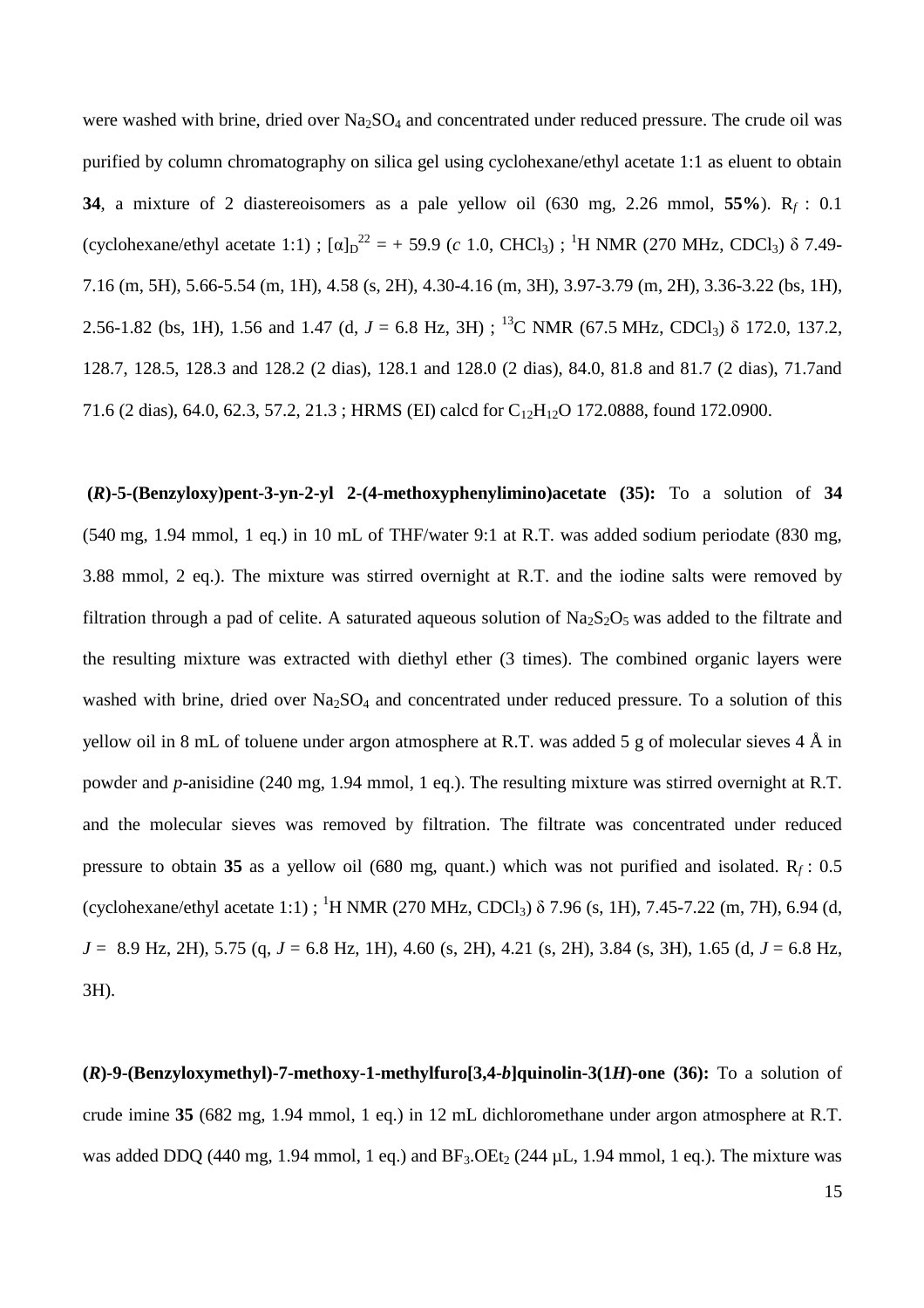were washed with brine, dried over $Na_2SO_4$ and concentrated under reduced pressure. The crude oil was purified by column chromatography on silica gel using cyclohexane/ethyl acetate 1:1 as eluent to obtain **34**, a mixture of 2 diastereoisomers as a pale yellow oil (630 mg, 2.26 mmol, **55%**). $R_f$ : 0.1 (cyclohexane/ethyl acetate 1:1) ; $[\alpha]_D^{22}$ = + 59.9 (*c* 1.0, $CHCl_3$) ; $^1H$ NMR (270 MHz, $CDCl_3$) δ 7.49-7.16 (m, 5H), 5.66-5.54 (m, 1H), 4.58 (s, 2H), 4.30-4.16 (m, 3H), 3.97-3.79 (m, 2H), 3.36-3.22 (bs, 1H), 2.56-1.82 (bs, 1H), 1.56 and 1.47 (d, *J* = 6.8 Hz, 3H) ; $^{13}C$ NMR (67.5 MHz, $CDCl_3$) δ 172.0, 137.2, 128.7, 128.5, 128.3 and 128.2 (2 dias), 128.1 and 128.0 (2 dias), 84.0, 81.8 and 81.7 (2 dias), 71.7and 71.6 (2 dias), 64.0, 62.3, 57.2, 21.3 ; HRMS (EI) calcd for $C_{12}H_{12}O$ 172.0888, found 172.0900.

**(*R*)-5-(Benzyloxy)pent-3-yn-2-yl 2-(4-methoxyphenylimino)acetate (35):** To a solution of **34** (540 mg, 1.94 mmol, 1 eq.) in 10 mL of THF/water 9:1 at R.T. was added sodium periodate (830 mg, 3.88 mmol, 2 eq.). The mixture was stirred overnight at R.T. and the iodine salts were removed by filtration through a pad of celite. A saturated aqueous solution of $Na_2S_2O_5$ was added to the filtrate and the resulting mixture was extracted with diethyl ether (3 times). The combined organic layers were washed with brine, dried over $Na_2SO_4$ and concentrated under reduced pressure. To a solution of this yellow oil in 8 mL of toluene under argon atmosphere at R.T. was added 5 g of molecular sieves 4 Å in powder and *p*-anisidine (240 mg, 1.94 mmol, 1 eq.). The resulting mixture was stirred overnight at R.T. and the molecular sieves was removed by filtration. The filtrate was concentrated under reduced pressure to obtain **35** as a yellow oil (680 mg, quant.) which was not purified and isolated. $R_f$ : 0.5 (cyclohexane/ethyl acetate 1:1) ; $^1H$ NMR (270 MHz, $CDCl_3$) δ 7.96 (s, 1H), 7.45-7.22 (m, 7H), 6.94 (d, *J* = 8.9 Hz, 2H), 5.75 (q, *J* = 6.8 Hz, 1H), 4.60 (s, 2H), 4.21 (s, 2H), 3.84 (s, 3H), 1.65 (d, *J* = 6.8 Hz, 3H).

**(*R*)-9-(Benzyloxymethyl)-7-methoxy-1-methylfuro[3,4-*b*]quinolin-3(1*H*)-one (36):** To a solution of crude imine **35** (682 mg, 1.94 mmol, 1 eq.) in 12 mL dichloromethane under argon atmosphere at R.T. was added DDQ (440 mg, 1.94 mmol, 1 eq.) and $BF_3.OEt_2$ (244 µL, 1.94 mmol, 1 eq.). The mixture was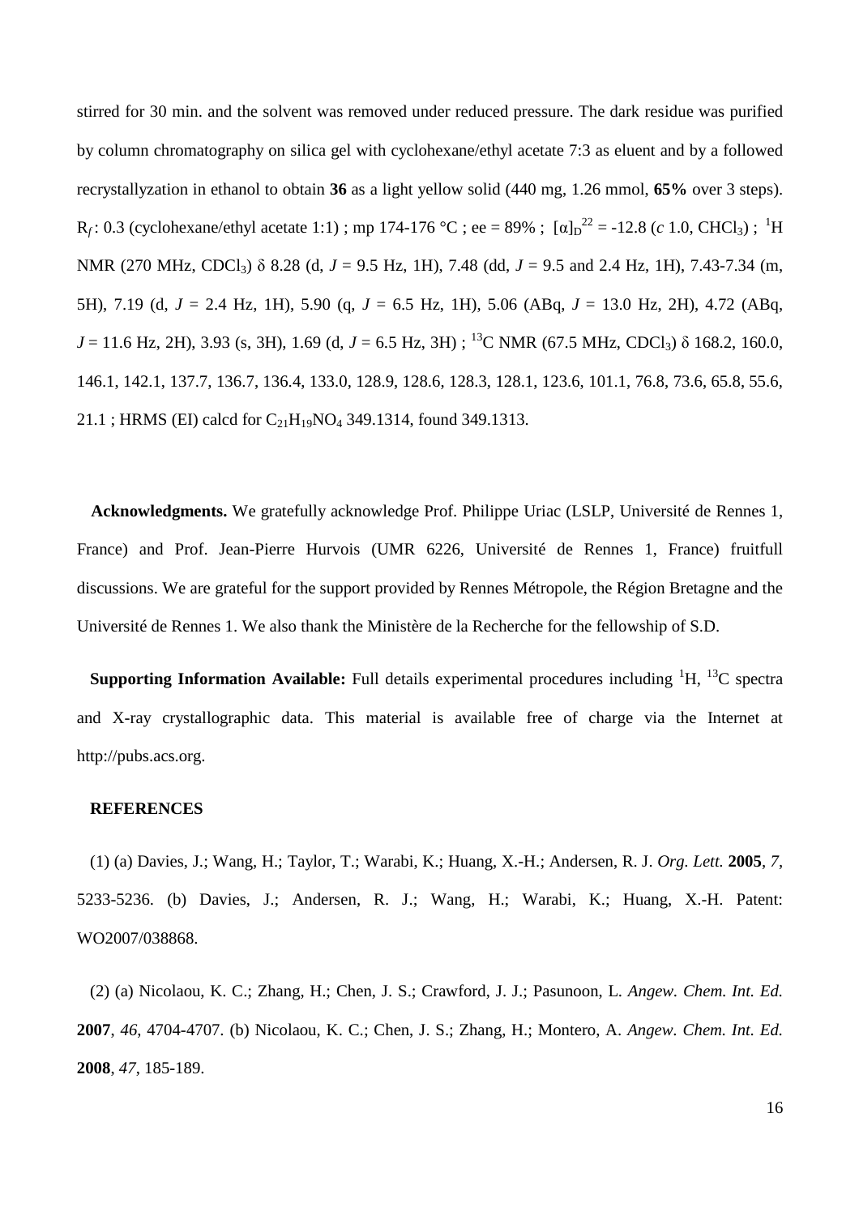stirred for 30 min. and the solvent was removed under reduced pressure. The dark residue was purified by column chromatography on silica gel with cyclohexane/ethyl acetate 7:3 as eluent and by a followed recrystallyzation in ethanol to obtain **36** as a light yellow solid (440 mg, 1.26 mmol, **65%** over 3 steps). $R_f$: 0.3 (cyclohexane/ethyl acetate 1:1) ; mp 174-176 °C ; ee = 89% ; $[\alpha]_D^{22}$ = -12.8 (*c* 1.0, $CHCl_3$) ; $^1H$ NMR (270 MHz, $CDCl_3$) δ 8.28 (d, *J* = 9.5 Hz, 1H), 7.48 (dd, *J* = 9.5 and 2.4 Hz, 1H), 7.43-7.34 (m, 5H), 7.19 (d, *J* = 2.4 Hz, 1H), 5.90 (q, *J* = 6.5 Hz, 1H), 5.06 (ABq, *J* = 13.0 Hz, 2H), 4.72 (ABq, *J* = 11.6 Hz, 2H), 3.93 (s, 3H), 1.69 (d, *J* = 6.5 Hz, 3H) ; $^{13}C$ NMR (67.5 MHz, $CDCl_3$) δ 168.2, 160.0, 146.1, 142.1, 137.7, 136.7, 136.4, 133.0, 128.9, 128.6, 128.3, 128.1, 123.6, 101.1, 76.8, 73.6, 65.8, 55.6, 21.1 ; HRMS (EI) calcd for $C_{21}H_{19}NO_4$ 349.1314, found 349.1313.

**Acknowledgments.** We gratefully acknowledge Prof. Philippe Uriac (LSLP, Université de Rennes 1, France) and Prof. Jean-Pierre Hurvois (UMR 6226, Université de Rennes 1, France) fruitfull discussions. We are grateful for the support provided by Rennes Métropole, the Région Bretagne and the Université de Rennes 1. We also thank the Ministère de la Recherche for the fellowship of S.D.

**Supporting Information Available:** Full details experimental procedures including $^1H$, $^{13}C$ spectra and X-ray crystallographic data. This material is available free of charge via the Internet at http://pubs.acs.org.

**REFERENCES**

(1) (a) Davies, J.; Wang, H.; Taylor, T.; Warabi, K.; Huang, X.-H.; Andersen, R. J. *Org. Lett.* **2005**, *7*, 5233-5236. (b) Davies, J.; Andersen, R. J.; Wang, H.; Warabi, K.; Huang, X.-H. Patent: WO2007/038868.

(2) (a) Nicolaou, K. C.; Zhang, H.; Chen, J. S.; Crawford, J. J.; Pasunoon, L. *Angew. Chem. Int. Ed.* **2007**, *46*, 4704-4707. (b) Nicolaou, K. C.; Chen, J. S.; Zhang, H.; Montero, A. *Angew. Chem. Int. Ed.* **2008**, *47*, 185-189.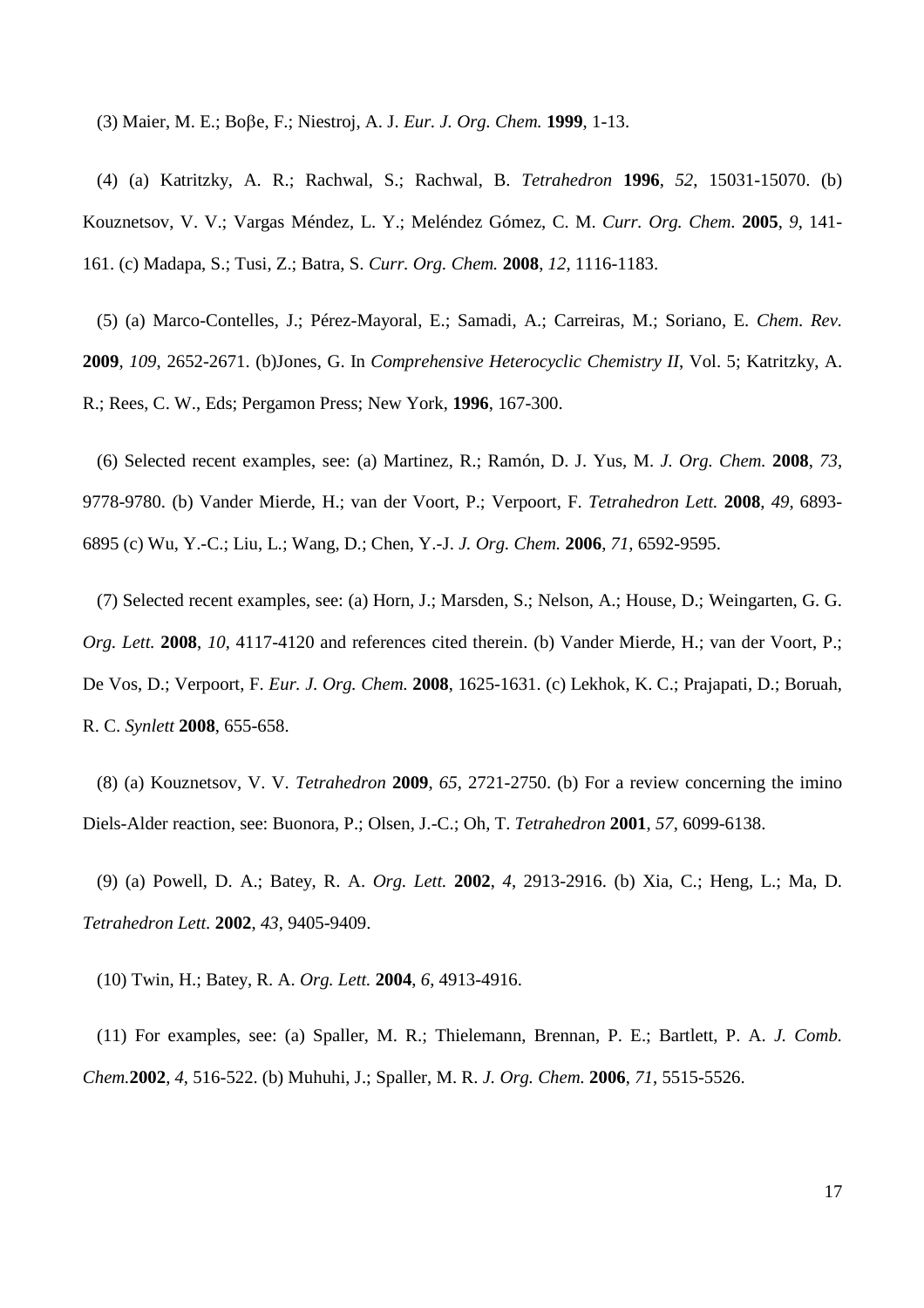(3) Maier, M. E.; Boβe, F.; Niestroj, A. J. *Eur. J. Org. Chem.* **1999**, 1-13.

(4) (a) Katritzky, A. R.; Rachwal, S.; Rachwal, B. *Tetrahedron* **1996**, *52*, 15031-15070. (b) Kouznetsov, V. V.; Vargas Méndez, L. Y.; Meléndez Gómez, C. M. *Curr. Org. Chem.* **2005**, *9*, 141-161. (c) Madapa, S.; Tusi, Z.; Batra, S. *Curr. Org. Chem.* **2008**, *12*, 1116-1183.

(5) (a) Marco-Contelles, J.; Pérez-Mayoral, E.; Samadi, A.; Carreiras, M.; Soriano, E. *Chem. Rev.* **2009**, *109*, 2652-2671. (b)Jones, G. In *Comprehensive Heterocyclic Chemistry II*, Vol. 5; Katritzky, A. R.; Rees, C. W., Eds; Pergamon Press; New York, **1996**, 167-300.

(6) Selected recent examples, see: (a) Martinez, R.; Ramón, D. J. Yus, M. *J. Org. Chem.* **2008**, *73*, 9778-9780. (b) Vander Mierde, H.; van der Voort, P.; Verpoort, F. *Tetrahedron Lett.* **2008**, *49*, 6893-6895 (c) Wu, Y.-C.; Liu, L.; Wang, D.; Chen, Y.-J. *J. Org. Chem.* **2006**, *71*, 6592-9595.

(7) Selected recent examples, see: (a) Horn, J.; Marsden, S.; Nelson, A.; House, D.; Weingarten, G. G. *Org. Lett.* **2008**, *10*, 4117-4120 and references cited therein. (b) Vander Mierde, H.; van der Voort, P.; De Vos, D.; Verpoort, F. *Eur. J. Org. Chem.* **2008**, 1625-1631. (c) Lekhok, K. C.; Prajapati, D.; Boruah, R. C. *Synlett* **2008**, 655-658.

(8) (a) Kouznetsov, V. V. *Tetrahedron* **2009**, *65*, 2721-2750. (b) For a review concerning the imino Diels-Alder reaction, see: Buonora, P.; Olsen, J.-C.; Oh, T. *Tetrahedron* **2001**, *57*, 6099-6138.

(9) (a) Powell, D. A.; Batey, R. A. *Org. Lett.* **2002**, *4*, 2913-2916. (b) Xia, C.; Heng, L.; Ma, D. *Tetrahedron Lett.* **2002**, *43*, 9405-9409.

(10) Twin, H.; Batey, R. A. *Org. Lett.* **2004**, *6*, 4913-4916.

(11) For examples, see: (a) Spaller, M. R.; Thielemann, Brennan, P. E.; Bartlett, P. A. *J. Comb. Chem.***2002**, *4*, 516-522. (b) Muhuhi, J.; Spaller, M. R. *J. Org. Chem.* **2006**, *71*, 5515-5526.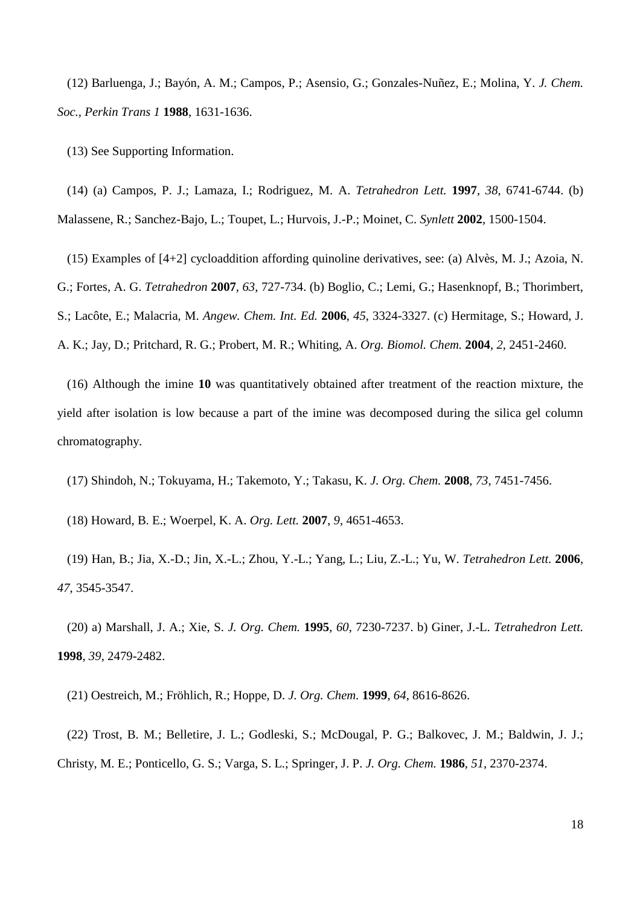(12) Barluenga, J.; Bayón, A. M.; Campos, P.; Asensio, G.; Gonzales-Nuñez, E.; Molina, Y. *J. Chem. Soc., Perkin Trans 1* **1988**, 1631-1636.

(13) See Supporting Information.

(14) (a) Campos, P. J.; Lamaza, I.; Rodriguez, M. A. *Tetrahedron Lett.* **1997**, *38*, 6741-6744. (b) Malassene, R.; Sanchez-Bajo, L.; Toupet, L.; Hurvois, J.-P.; Moinet, C. *Synlett* **2002**, 1500-1504.

(15) Examples of [4+2] cycloaddition affording quinoline derivatives, see: (a) Alvès, M. J.; Azoia, N. G.; Fortes, A. G. *Tetrahedron* **2007**, *63*, 727-734. (b) Boglio, C.; Lemi, G.; Hasenknopf, B.; Thorimbert, S.; Lacôte, E.; Malacria, M. *Angew. Chem. Int. Ed.* **2006**, *45*, 3324-3327. (c) Hermitage, S.; Howard, J. A. K.; Jay, D.; Pritchard, R. G.; Probert, M. R.; Whiting, A. *Org. Biomol. Chem.* **2004**, *2*, 2451-2460.

(16) Although the imine **10** was quantitatively obtained after treatment of the reaction mixture, the yield after isolation is low because a part of the imine was decomposed during the silica gel column chromatography.

(17) Shindoh, N.; Tokuyama, H.; Takemoto, Y.; Takasu, K. *J. Org. Chem.* **2008**, *73*, 7451-7456.

(18) Howard, B. E.; Woerpel, K. A. *Org. Lett.* **2007**, *9*, 4651-4653.

(19) Han, B.; Jia, X.-D.; Jin, X.-L.; Zhou, Y.-L.; Yang, L.; Liu, Z.-L.; Yu, W. *Tetrahedron Lett.* **2006**, *47*, 3545-3547.

(20) a) Marshall, J. A.; Xie, S. *J. Org. Chem.* **1995**, *60*, 7230-7237. b) Giner, J.-L. *Tetrahedron Lett.* **1998**, *39*, 2479-2482.

(21) Oestreich, M.; Fröhlich, R.; Hoppe, D. *J. Org. Chem.* **1999**, *64*, 8616-8626.

(22) Trost, B. M.; Belletire, J. L.; Godleski, S.; McDougal, P. G.; Balkovec, J. M.; Baldwin, J. J.; Christy, M. E.; Ponticello, G. S.; Varga, S. L.; Springer, J. P. *J. Org. Chem.* **1986**, *51*, 2370-2374.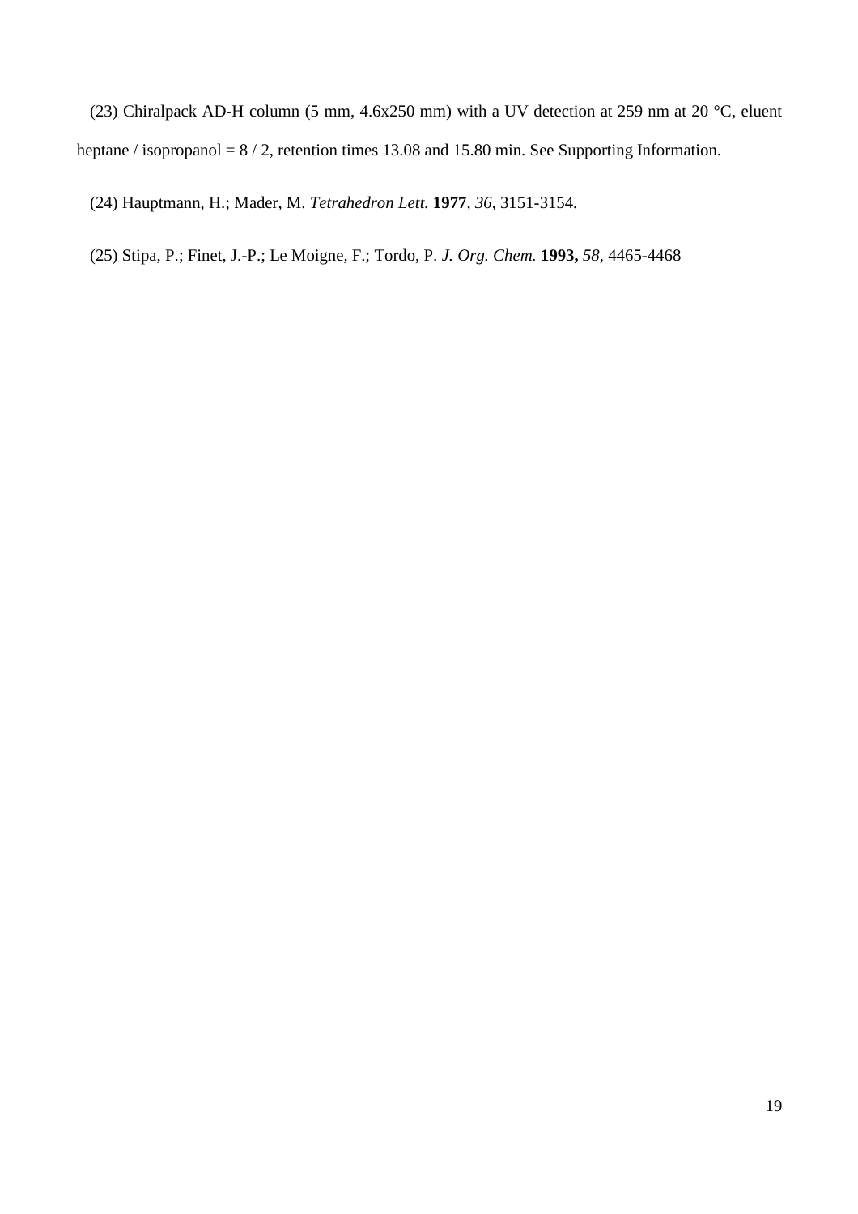(23) Chiralpack AD-H column (5 mm, 4.6x250 mm) with a UV detection at 259 nm at 20 °C, eluent heptane / isopropanol = 8 / 2, retention times 13.08 and 15.80 min. See Supporting Information.

(24) Hauptmann, H.; Mader, M. *Tetrahedron Lett.* **1977**, *36*, 3151-3154.

(25) Stipa, P.; Finet, J.-P.; Le Moigne, F.; Tordo, P. *J. Org. Chem.* **1993,** *58*, 4465-4468